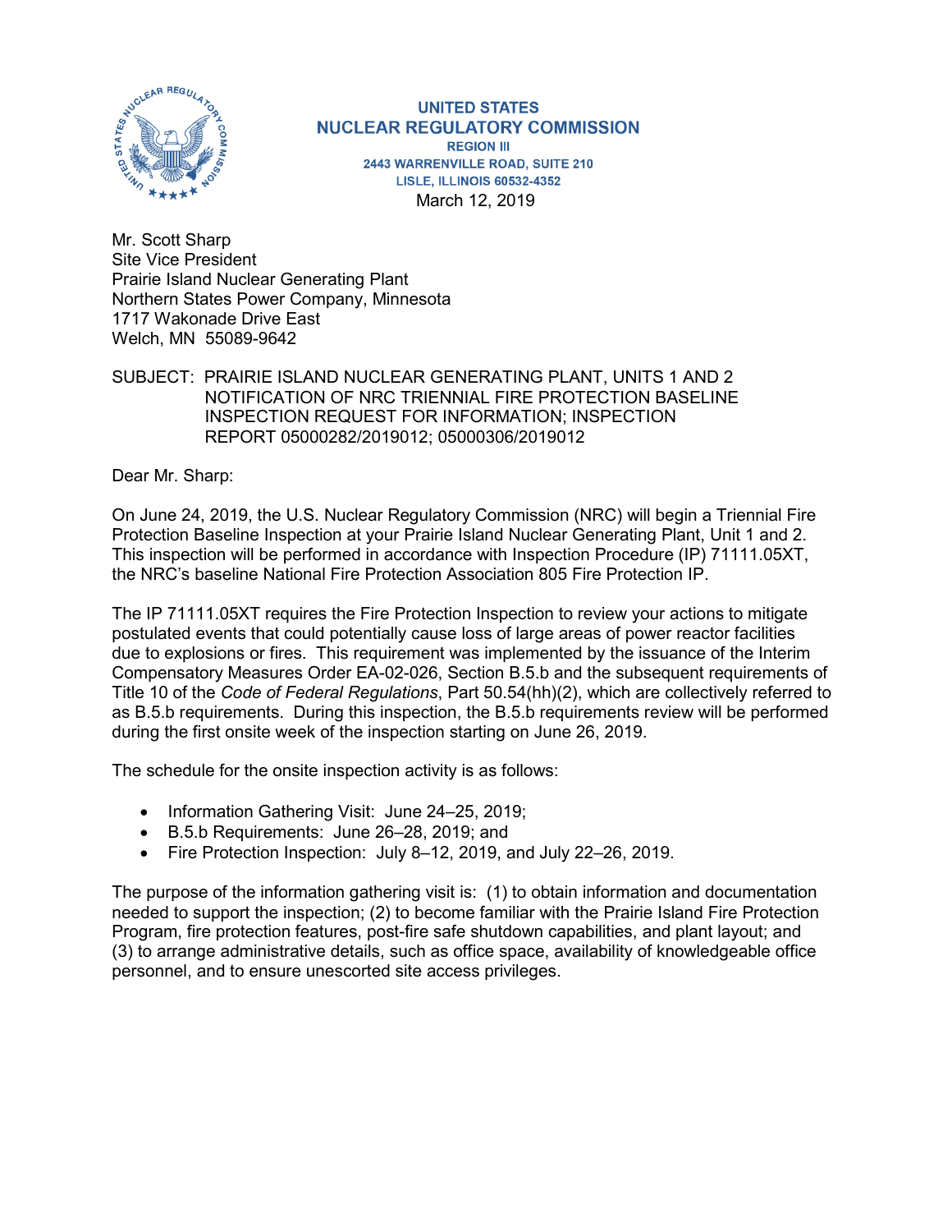UNITED STATES
NUCLEAR REGULATORY COMMISSION
REGION III
2443 WARRENVILLE ROAD, SUITE 210
LISLE, ILLINOIS 60532-4352

March 12, 2019

Mr. Scott Sharp
Site Vice President
Prairie Island Nuclear Generating Plant
Northern States Power Company, Minnesota
1717 Wakonade Drive East
Welch, MN 55089-9642

SUBJECT: PRAIRIE ISLAND NUCLEAR GENERATING PLANT, UNITS 1 AND 2 NOTIFICATION OF NRC TRIENNIAL FIRE PROTECTION BASELINE INSPECTION REQUEST FOR INFORMATION; INSPECTION REPORT 05000282/2019012; 05000306/2019012

Dear Mr. Sharp:

On June 24, 2019, the U.S. Nuclear Regulatory Commission (NRC) will begin a Triennial Fire Protection Baseline Inspection at your Prairie Island Nuclear Generating Plant, Unit 1 and 2. This inspection will be performed in accordance with Inspection Procedure (IP) 71111.05XT, the NRC's baseline National Fire Protection Association 805 Fire Protection IP.

The IP 71111.05XT requires the Fire Protection Inspection to review your actions to mitigate postulated events that could potentially cause loss of large areas of power reactor facilities due to explosions or fires. This requirement was implemented by the issuance of the Interim Compensatory Measures Order EA-02-026, Section B.5.b and the subsequent requirements of Title 10 of the *Code of Federal Regulations*, Part 50.54(hh)(2), which are collectively referred to as B.5.b requirements. During this inspection, the B.5.b requirements review will be performed during the first onsite week of the inspection starting on June 26, 2019.

The schedule for the onsite inspection activity is as follows:

- Information Gathering Visit: June 24–25, 2019;
- B.5.b Requirements: June 26–28, 2019; and
- Fire Protection Inspection: July 8–12, 2019, and July 22–26, 2019.

The purpose of the information gathering visit is: (1) to obtain information and documentation needed to support the inspection; (2) to become familiar with the Prairie Island Fire Protection Program, fire protection features, post-fire safe shutdown capabilities, and plant layout; and (3) to arrange administrative details, such as office space, availability of knowledgeable office personnel, and to ensure unescorted site access privileges.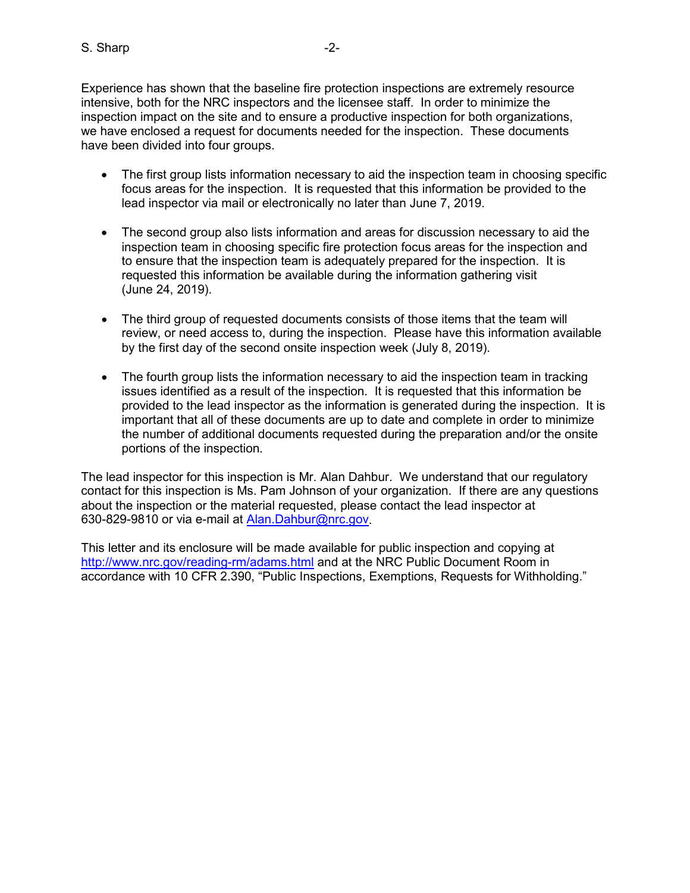Experience has shown that the baseline fire protection inspections are extremely resource intensive, both for the NRC inspectors and the licensee staff. In order to minimize the inspection impact on the site and to ensure a productive inspection for both organizations, we have enclosed a request for documents needed for the inspection. These documents have been divided into four groups.

- The first group lists information necessary to aid the inspection team in choosing specific focus areas for the inspection. It is requested that this information be provided to the lead inspector via mail or electronically no later than June 7, 2019.

- The second group also lists information and areas for discussion necessary to aid the inspection team in choosing specific fire protection focus areas for the inspection and to ensure that the inspection team is adequately prepared for the inspection. It is requested this information be available during the information gathering visit (June 24, 2019).

- The third group of requested documents consists of those items that the team will review, or need access to, during the inspection. Please have this information available by the first day of the second onsite inspection week (July 8, 2019).

- The fourth group lists the information necessary to aid the inspection team in tracking issues identified as a result of the inspection. It is requested that this information be provided to the lead inspector as the information is generated during the inspection. It is important that all of these documents are up to date and complete in order to minimize the number of additional documents requested during the preparation and/or the onsite portions of the inspection.

The lead inspector for this inspection is Mr. Alan Dahbur. We understand that our regulatory contact for this inspection is Ms. Pam Johnson of your organization. If there are any questions about the inspection or the material requested, please contact the lead inspector at 630-829-9810 or via e-mail at Alan.Dahbur@nrc.gov.

This letter and its enclosure will be made available for public inspection and copying at http://www.nrc.gov/reading-rm/adams.html and at the NRC Public Document Room in accordance with 10 CFR 2.390, "Public Inspections, Exemptions, Requests for Withholding."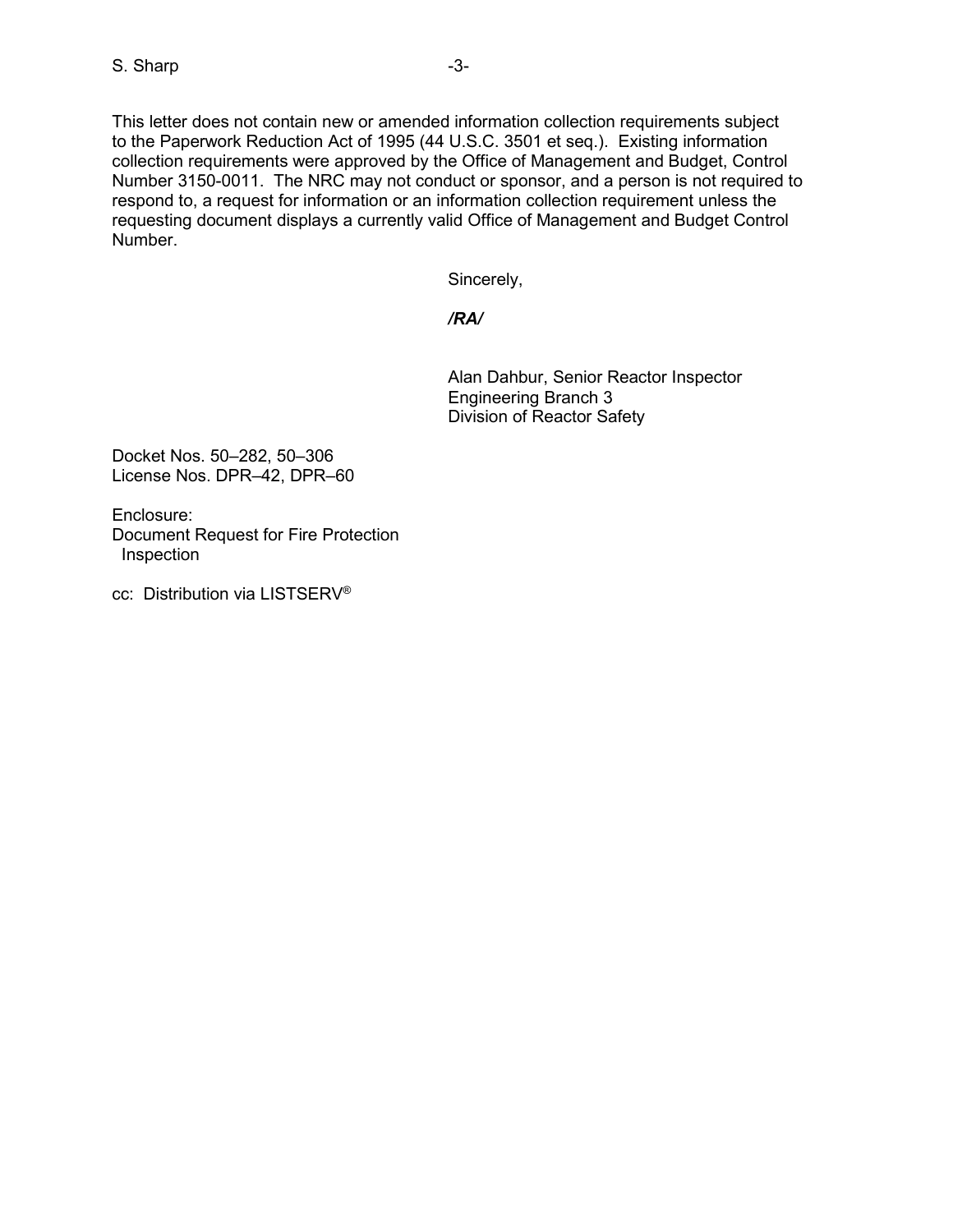This letter does not contain new or amended information collection requirements subject to the Paperwork Reduction Act of 1995 (44 U.S.C. 3501 et seq.). Existing information collection requirements were approved by the Office of Management and Budget, Control Number 3150-0011. The NRC may not conduct or sponsor, and a person is not required to respond to, a request for information or an information collection requirement unless the requesting document displays a currently valid Office of Management and Budget Control Number.

Sincerely,

***/RA/***

Alan Dahbur, Senior Reactor Inspector
Engineering Branch 3
Division of Reactor Safety

Docket Nos. 50–282, 50–306
License Nos. DPR–42, DPR–60

Enclosure:
Document Request for Fire Protection Inspection

cc: Distribution via LISTSERV®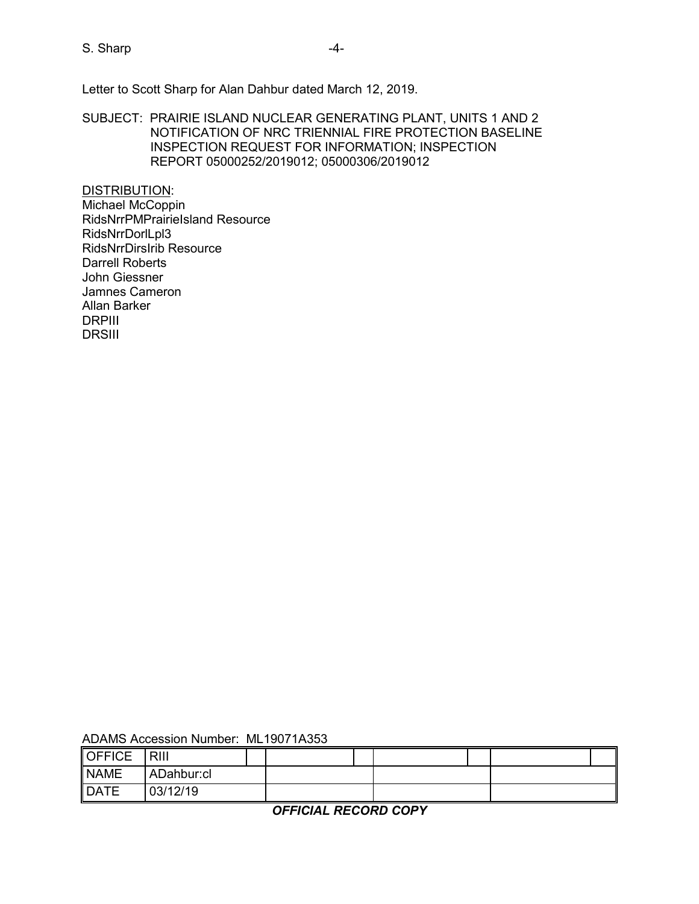Letter to Scott Sharp for Alan Dahbur dated March 12, 2019.

SUBJECT: PRAIRIE ISLAND NUCLEAR GENERATING PLANT, UNITS 1 AND 2 NOTIFICATION OF NRC TRIENNIAL FIRE PROTECTION BASELINE INSPECTION REQUEST FOR INFORMATION; INSPECTION REPORT 05000252/2019012; 05000306/2019012

DISTRIBUTION:
Michael McCoppin
RidsNrrPMPrairieIsland Resource
RidsNrrDorlLpl3
RidsNrrDirsIrib Resource
Darrell Roberts
John Giessner
Jamnes Cameron
Allan Barker
DRPIII
DRSIII

ADAMS Accession Number: ML19071A353

| OFFICE | RIII | | | | | | | |
|---|---|---|---|---|---|---|---|---|
| NAME | ADahbur:cl | | | | | | | |
| DATE | 03/12/19 | | | | | | | |

***OFFICIAL RECORD COPY***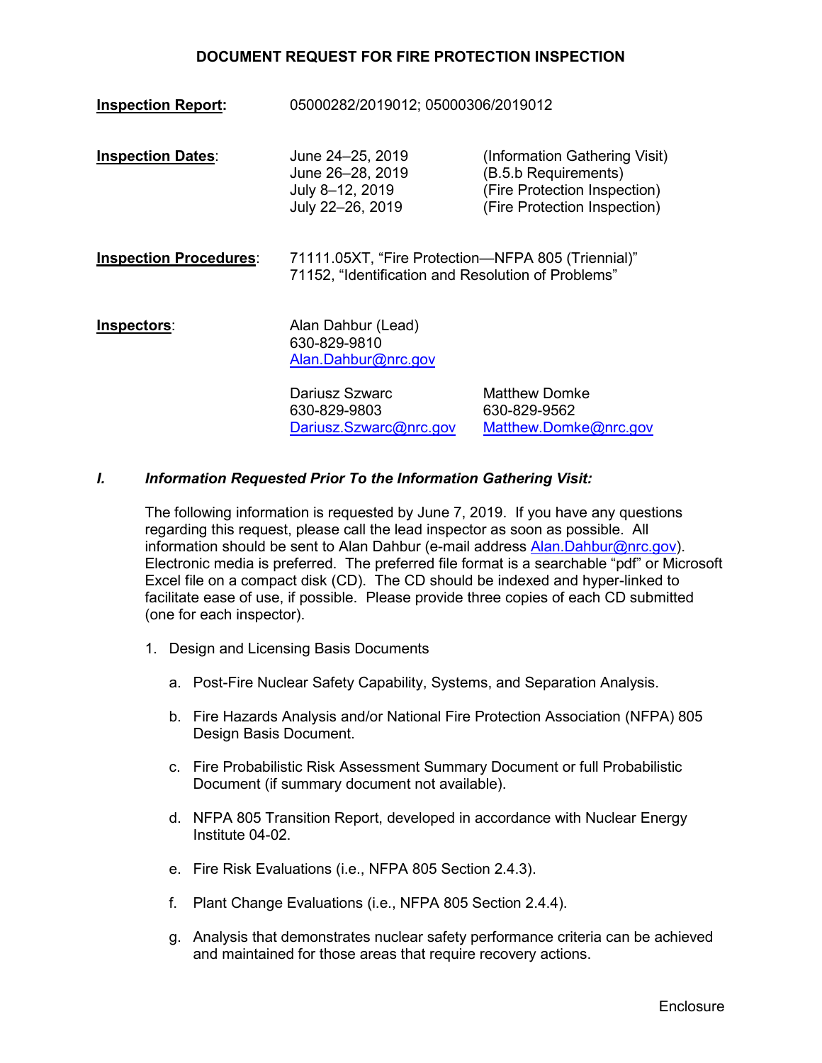## DOCUMENT REQUEST FOR FIRE PROTECTION INSPECTION

**Inspection Report:** 05000282/2019012; 05000306/2019012

**Inspection Dates:**

| | |
|---|---|
| June 24–25, 2019 | (Information Gathering Visit) |
| June 26–28, 2019 | (B.5.b Requirements) |
| July 8–12, 2019 | (Fire Protection Inspection) |
| July 22–26, 2019 | (Fire Protection Inspection) |

**Inspection Procedures:** 71111.05XT, "Fire Protection—NFPA 805 (Triennial)"
71152, "Identification and Resolution of Problems"

**Inspectors:**

Alan Dahbur (Lead)
630-829-9810
Alan.Dahbur@nrc.gov

Dariusz Szwarc
630-829-9803
Dariusz.Szwarc@nrc.gov

Matthew Domke
630-829-9562
Matthew.Domke@nrc.gov

### I. *Information Requested Prior To the Information Gathering Visit:*

The following information is requested by June 7, 2019. If you have any questions regarding this request, please call the lead inspector as soon as possible. All information should be sent to Alan Dahbur (e-mail address Alan.Dahbur@nrc.gov). Electronic media is preferred. The preferred file format is a searchable "pdf" or Microsoft Excel file on a compact disk (CD). The CD should be indexed and hyper-linked to facilitate ease of use, if possible. Please provide three copies of each CD submitted (one for each inspector).

1. Design and Licensing Basis Documents

   a. Post-Fire Nuclear Safety Capability, Systems, and Separation Analysis.

   b. Fire Hazards Analysis and/or National Fire Protection Association (NFPA) 805 Design Basis Document.

   c. Fire Probabilistic Risk Assessment Summary Document or full Probabilistic Document (if summary document not available).

   d. NFPA 805 Transition Report, developed in accordance with Nuclear Energy Institute 04-02.

   e. Fire Risk Evaluations (i.e., NFPA 805 Section 2.4.3).

   f. Plant Change Evaluations (i.e., NFPA 805 Section 2.4.4).

   g. Analysis that demonstrates nuclear safety performance criteria can be achieved and maintained for those areas that require recovery actions.

Enclosure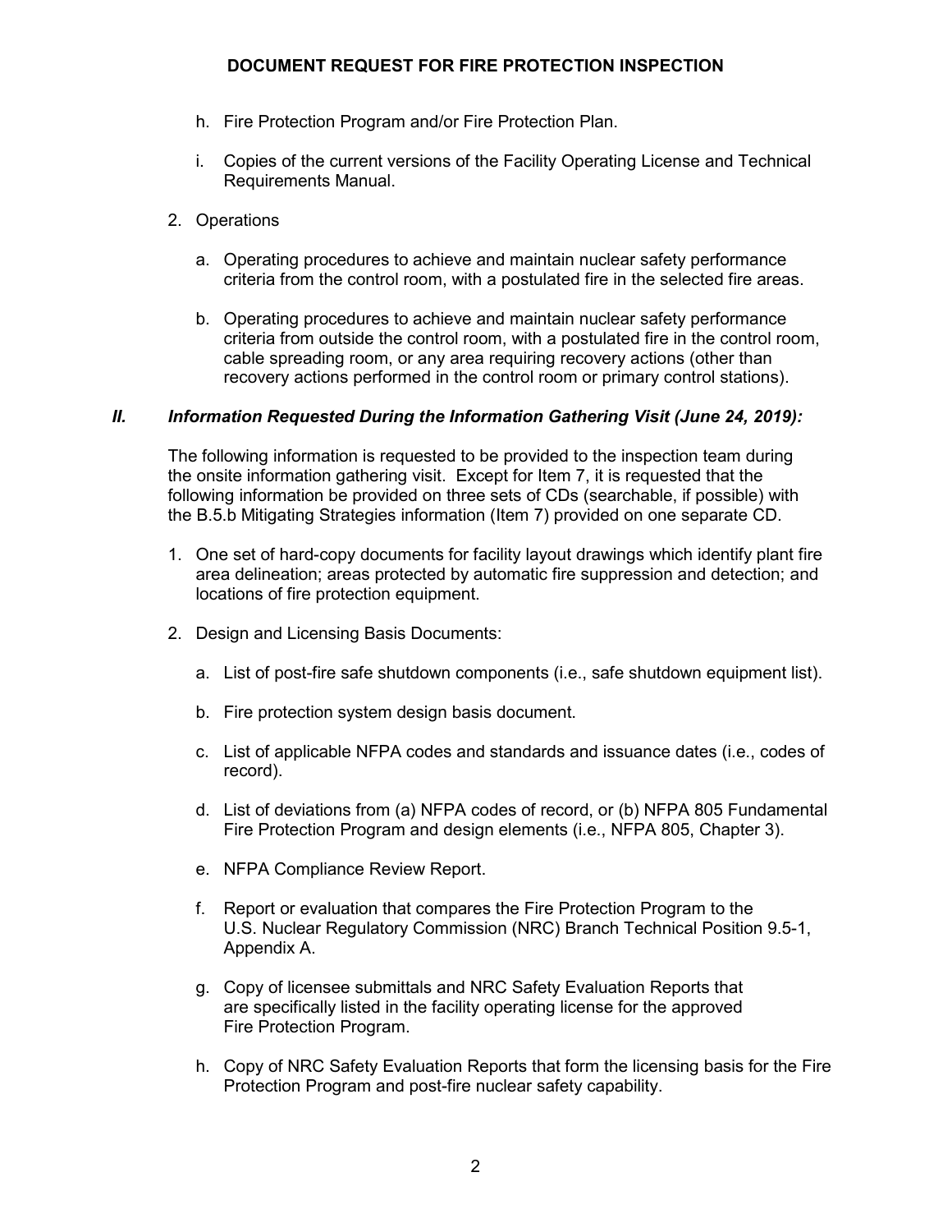h. Fire Protection Program and/or Fire Protection Plan.

i. Copies of the current versions of the Facility Operating License and Technical Requirements Manual.

2. Operations

   a. Operating procedures to achieve and maintain nuclear safety performance criteria from the control room, with a postulated fire in the selected fire areas.

   b. Operating procedures to achieve and maintain nuclear safety performance criteria from outside the control room, with a postulated fire in the control room, cable spreading room, or any area requiring recovery actions (other than recovery actions performed in the control room or primary control stations).

### *II. Information Requested During the Information Gathering Visit (June 24, 2019):*

The following information is requested to be provided to the inspection team during the onsite information gathering visit. Except for Item 7, it is requested that the following information be provided on three sets of CDs (searchable, if possible) with the B.5.b Mitigating Strategies information (Item 7) provided on one separate CD.

1. One set of hard-copy documents for facility layout drawings which identify plant fire area delineation; areas protected by automatic fire suppression and detection; and locations of fire protection equipment.

2. Design and Licensing Basis Documents:

   a. List of post-fire safe shutdown components (i.e., safe shutdown equipment list).

   b. Fire protection system design basis document.

   c. List of applicable NFPA codes and standards and issuance dates (i.e., codes of record).

   d. List of deviations from (a) NFPA codes of record, or (b) NFPA 805 Fundamental Fire Protection Program and design elements (i.e., NFPA 805, Chapter 3).

   e. NFPA Compliance Review Report.

   f. Report or evaluation that compares the Fire Protection Program to the U.S. Nuclear Regulatory Commission (NRC) Branch Technical Position 9.5-1, Appendix A.

   g. Copy of licensee submittals and NRC Safety Evaluation Reports that are specifically listed in the facility operating license for the approved Fire Protection Program.

   h. Copy of NRC Safety Evaluation Reports that form the licensing basis for the Fire Protection Program and post-fire nuclear safety capability.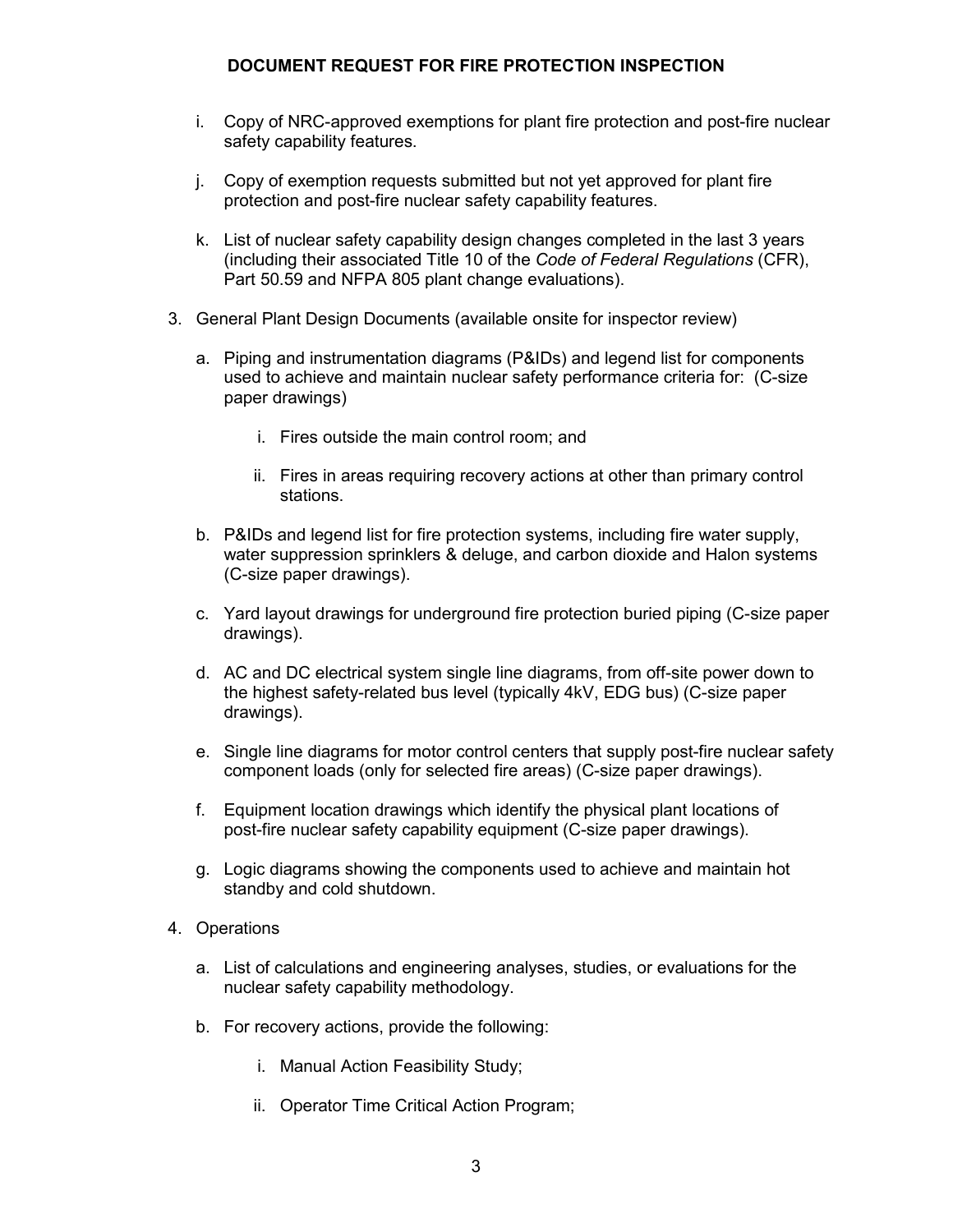i. Copy of NRC-approved exemptions for plant fire protection and post-fire nuclear safety capability features.

j. Copy of exemption requests submitted but not yet approved for plant fire protection and post-fire nuclear safety capability features.

k. List of nuclear safety capability design changes completed in the last 3 years (including their associated Title 10 of the *Code of Federal Regulations* (CFR), Part 50.59 and NFPA 805 plant change evaluations).

3. General Plant Design Documents (available onsite for inspector review)

   a. Piping and instrumentation diagrams (P&IDs) and legend list for components used to achieve and maintain nuclear safety performance criteria for: (C-size paper drawings)

      i. Fires outside the main control room; and

      ii. Fires in areas requiring recovery actions at other than primary control stations.

   b. P&IDs and legend list for fire protection systems, including fire water supply, water suppression sprinklers & deluge, and carbon dioxide and Halon systems (C-size paper drawings).

   c. Yard layout drawings for underground fire protection buried piping (C-size paper drawings).

   d. AC and DC electrical system single line diagrams, from off-site power down to the highest safety-related bus level (typically 4kV, EDG bus) (C-size paper drawings).

   e. Single line diagrams for motor control centers that supply post-fire nuclear safety component loads (only for selected fire areas) (C-size paper drawings).

   f. Equipment location drawings which identify the physical plant locations of post-fire nuclear safety capability equipment (C-size paper drawings).

   g. Logic diagrams showing the components used to achieve and maintain hot standby and cold shutdown.

4. Operations

   a. List of calculations and engineering analyses, studies, or evaluations for the nuclear safety capability methodology.

   b. For recovery actions, provide the following:

      i. Manual Action Feasibility Study;

      ii. Operator Time Critical Action Program;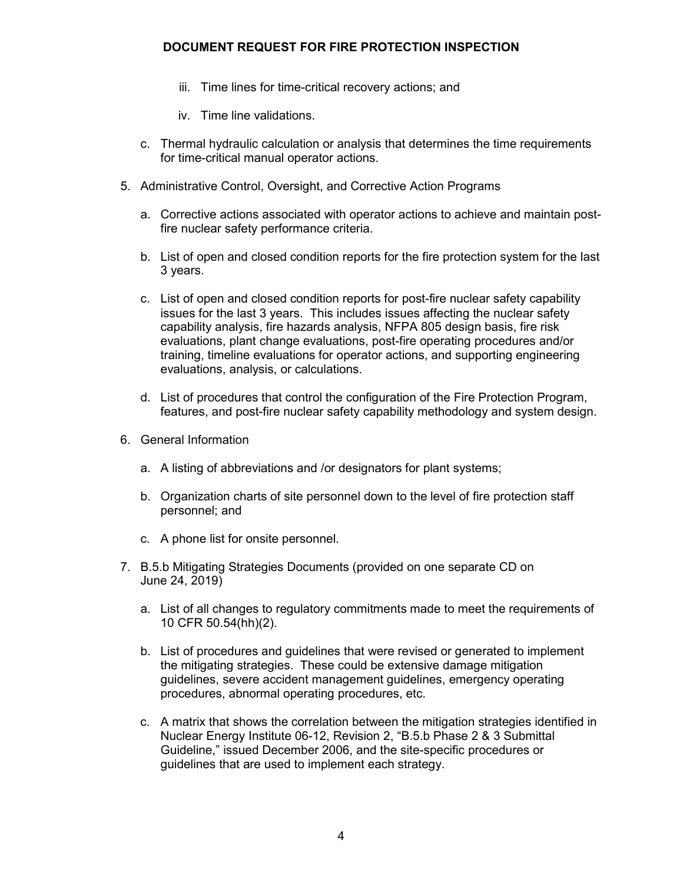iii. Time lines for time-critical recovery actions; and

iv. Time line validations.

c. Thermal hydraulic calculation or analysis that determines the time requirements for time-critical manual operator actions.

5. Administrative Control, Oversight, and Corrective Action Programs

   a. Corrective actions associated with operator actions to achieve and maintain post-fire nuclear safety performance criteria.

   b. List of open and closed condition reports for the fire protection system for the last 3 years.

   c. List of open and closed condition reports for post-fire nuclear safety capability issues for the last 3 years. This includes issues affecting the nuclear safety capability analysis, fire hazards analysis, NFPA 805 design basis, fire risk evaluations, plant change evaluations, post-fire operating procedures and/or training, timeline evaluations for operator actions, and supporting engineering evaluations, analysis, or calculations.

   d. List of procedures that control the configuration of the Fire Protection Program, features, and post-fire nuclear safety capability methodology and system design.

6. General Information

   a. A listing of abbreviations and /or designators for plant systems;

   b. Organization charts of site personnel down to the level of fire protection staff personnel; and

   c. A phone list for onsite personnel.

7. B.5.b Mitigating Strategies Documents (provided on one separate CD on June 24, 2019)

   a. List of all changes to regulatory commitments made to meet the requirements of 10 CFR 50.54(hh)(2).

   b. List of procedures and guidelines that were revised or generated to implement the mitigating strategies. These could be extensive damage mitigation guidelines, severe accident management guidelines, emergency operating procedures, abnormal operating procedures, etc.

   c. A matrix that shows the correlation between the mitigation strategies identified in Nuclear Energy Institute 06-12, Revision 2, "B.5.b Phase 2 & 3 Submittal Guideline," issued December 2006, and the site-specific procedures or guidelines that are used to implement each strategy.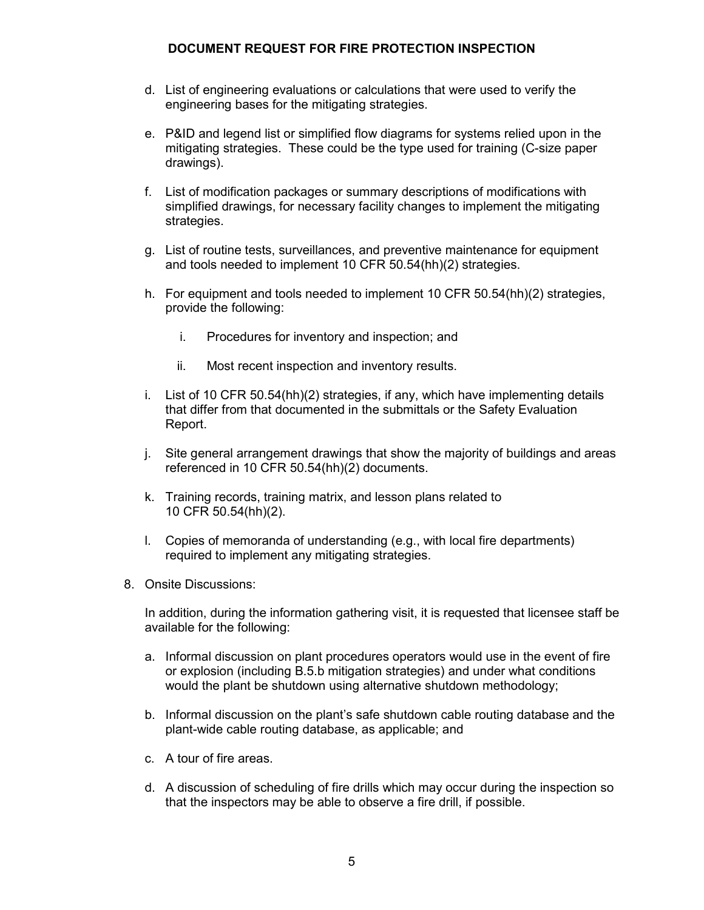d. List of engineering evaluations or calculations that were used to verify the engineering bases for the mitigating strategies.

e. P&ID and legend list or simplified flow diagrams for systems relied upon in the mitigating strategies. These could be the type used for training (C-size paper drawings).

f. List of modification packages or summary descriptions of modifications with simplified drawings, for necessary facility changes to implement the mitigating strategies.

g. List of routine tests, surveillances, and preventive maintenance for equipment and tools needed to implement 10 CFR 50.54(hh)(2) strategies.

h. For equipment and tools needed to implement 10 CFR 50.54(hh)(2) strategies, provide the following:

   i. Procedures for inventory and inspection; and

   ii. Most recent inspection and inventory results.

i. List of 10 CFR 50.54(hh)(2) strategies, if any, which have implementing details that differ from that documented in the submittals or the Safety Evaluation Report.

j. Site general arrangement drawings that show the majority of buildings and areas referenced in 10 CFR 50.54(hh)(2) documents.

k. Training records, training matrix, and lesson plans related to 10 CFR 50.54(hh)(2).

l. Copies of memoranda of understanding (e.g., with local fire departments) required to implement any mitigating strategies.

8. Onsite Discussions:

   In addition, during the information gathering visit, it is requested that licensee staff be available for the following:

   a. Informal discussion on plant procedures operators would use in the event of fire or explosion (including B.5.b mitigation strategies) and under what conditions would the plant be shutdown using alternative shutdown methodology;

   b. Informal discussion on the plant's safe shutdown cable routing database and the plant-wide cable routing database, as applicable; and

   c. A tour of fire areas.

   d. A discussion of scheduling of fire drills which may occur during the inspection so that the inspectors may be able to observe a fire drill, if possible.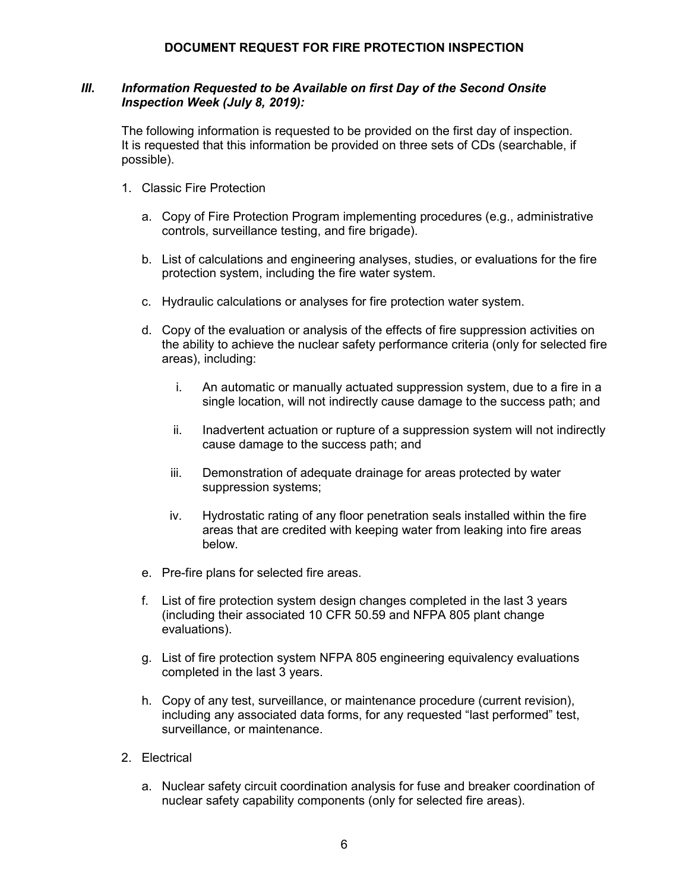## DOCUMENT REQUEST FOR FIRE PROTECTION INSPECTION

### *III. Information Requested to be Available on first Day of the Second Onsite Inspection Week (July 8, 2019):*

The following information is requested to be provided on the first day of inspection. It is requested that this information be provided on three sets of CDs (searchable, if possible).

1. Classic Fire Protection

   a. Copy of Fire Protection Program implementing procedures (e.g., administrative controls, surveillance testing, and fire brigade).

   b. List of calculations and engineering analyses, studies, or evaluations for the fire protection system, including the fire water system.

   c. Hydraulic calculations or analyses for fire protection water system.

   d. Copy of the evaluation or analysis of the effects of fire suppression activities on the ability to achieve the nuclear safety performance criteria (only for selected fire areas), including:

      i. An automatic or manually actuated suppression system, due to a fire in a single location, will not indirectly cause damage to the success path; and

      ii. Inadvertent actuation or rupture of a suppression system will not indirectly cause damage to the success path; and

      iii. Demonstration of adequate drainage for areas protected by water suppression systems;

      iv. Hydrostatic rating of any floor penetration seals installed within the fire areas that are credited with keeping water from leaking into fire areas below.

   e. Pre-fire plans for selected fire areas.

   f. List of fire protection system design changes completed in the last 3 years (including their associated 10 CFR 50.59 and NFPA 805 plant change evaluations).

   g. List of fire protection system NFPA 805 engineering equivalency evaluations completed in the last 3 years.

   h. Copy of any test, surveillance, or maintenance procedure (current revision), including any associated data forms, for any requested "last performed" test, surveillance, or maintenance.

2. Electrical

   a. Nuclear safety circuit coordination analysis for fuse and breaker coordination of nuclear safety capability components (only for selected fire areas).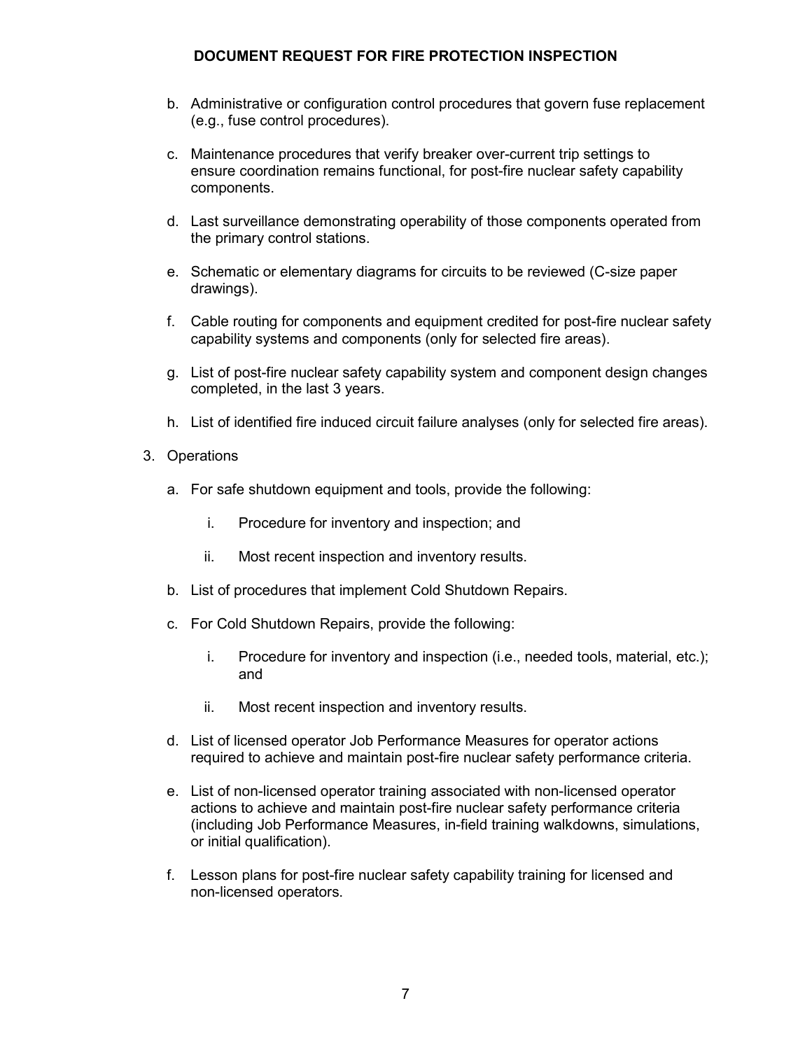b. Administrative or configuration control procedures that govern fuse replacement (e.g., fuse control procedures).

c. Maintenance procedures that verify breaker over-current trip settings to ensure coordination remains functional, for post-fire nuclear safety capability components.

d. Last surveillance demonstrating operability of those components operated from the primary control stations.

e. Schematic or elementary diagrams for circuits to be reviewed (C-size paper drawings).

f. Cable routing for components and equipment credited for post-fire nuclear safety capability systems and components (only for selected fire areas).

g. List of post-fire nuclear safety capability system and component design changes completed, in the last 3 years.

h. List of identified fire induced circuit failure analyses (only for selected fire areas).

3. Operations

   a. For safe shutdown equipment and tools, provide the following:

      i. Procedure for inventory and inspection; and

      ii. Most recent inspection and inventory results.

   b. List of procedures that implement Cold Shutdown Repairs.

   c. For Cold Shutdown Repairs, provide the following:

      i. Procedure for inventory and inspection (i.e., needed tools, material, etc.); and

      ii. Most recent inspection and inventory results.

   d. List of licensed operator Job Performance Measures for operator actions required to achieve and maintain post-fire nuclear safety performance criteria.

   e. List of non-licensed operator training associated with non-licensed operator actions to achieve and maintain post-fire nuclear safety performance criteria (including Job Performance Measures, in-field training walkdowns, simulations, or initial qualification).

   f. Lesson plans for post-fire nuclear safety capability training for licensed and non-licensed operators.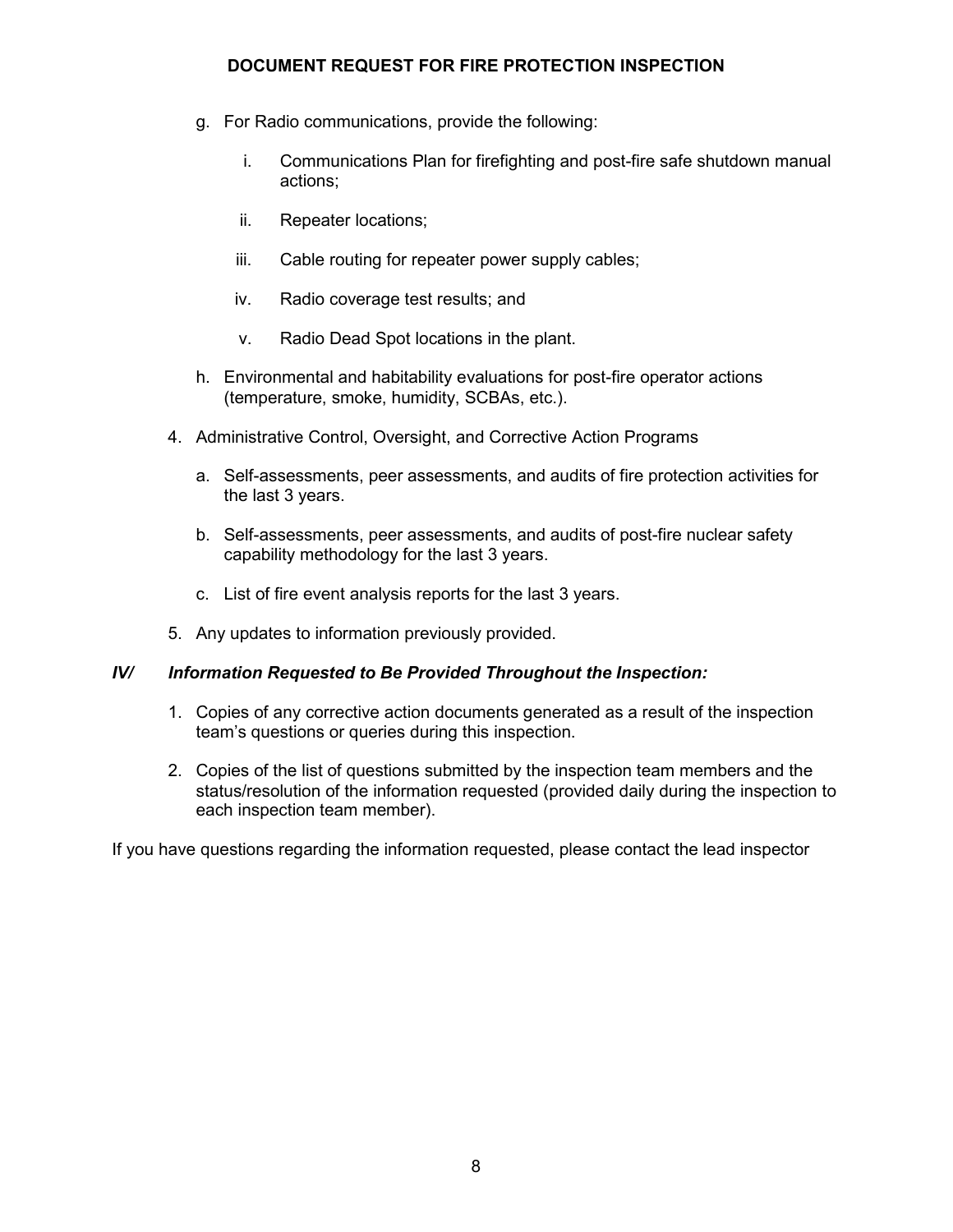g. For Radio communications, provide the following:

    i. Communications Plan for firefighting and post-fire safe shutdown manual actions;

    ii. Repeater locations;

    iii. Cable routing for repeater power supply cables;

    iv. Radio coverage test results; and

    v. Radio Dead Spot locations in the plant.

h. Environmental and habitability evaluations for post-fire operator actions (temperature, smoke, humidity, SCBAs, etc.).

4. Administrative Control, Oversight, and Corrective Action Programs

    a. Self-assessments, peer assessments, and audits of fire protection activities for the last 3 years.

    b. Self-assessments, peer assessments, and audits of post-fire nuclear safety capability methodology for the last 3 years.

    c. List of fire event analysis reports for the last 3 years.

5. Any updates to information previously provided.

***IV/ Information Requested to Be Provided Throughout the Inspection:***

1. Copies of any corrective action documents generated as a result of the inspection team's questions or queries during this inspection.

2. Copies of the list of questions submitted by the inspection team members and the status/resolution of the information requested (provided daily during the inspection to each inspection team member).

If you have questions regarding the information requested, please contact the lead inspector